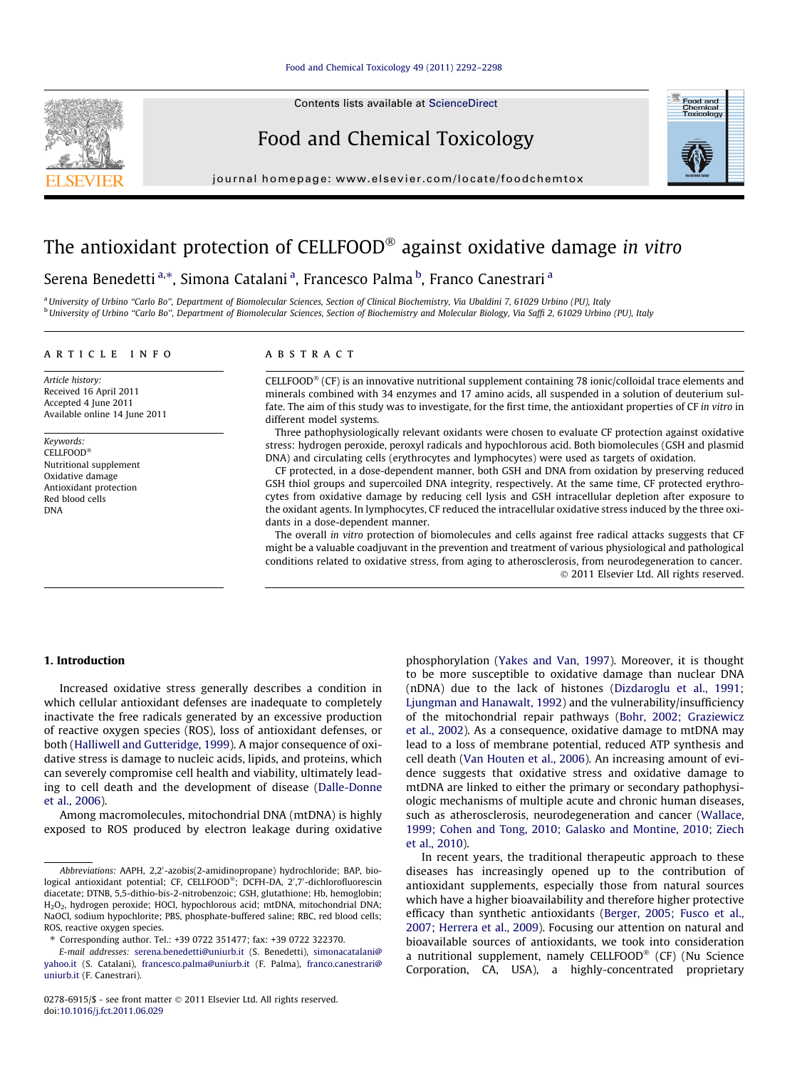# The antioxidant protection of CELLFOOD® against oxidative damage *in vitro*

Serena Benedetti [a,*], Simona Catalani [a], Francesco Palma [b], Franco Canestrari [a]

[a] University of Urbino "Carlo Bo", Department of Biomolecular Sciences, Section of Clinical Biochemistry, Via Ubaldini 7, 61029 Urbino (PU), Italy
[b] University of Urbino "Carlo Bo", Department of Biomolecular Sciences, Section of Biochemistry and Molecular Biology, Via Saffi 2, 61029 Urbino (PU), Italy

## ARTICLE INFO

*Article history:*
Received 16 April 2011
Accepted 4 June 2011
Available online 14 June 2011

*Keywords:*
CELLFOOD®
Nutritional supplement
Oxidative damage
Antioxidant protection
Red blood cells
DNA

## ABSTRACT

CELLFOOD® (CF) is an innovative nutritional supplement containing 78 ionic/colloidal trace elements and minerals combined with 34 enzymes and 17 amino acids, all suspended in a solution of deuterium sulfate. The aim of this study was to investigate, for the first time, the antioxidant properties of CF *in vitro* in different model systems.

Three pathophysiologically relevant oxidants were chosen to evaluate CF protection against oxidative stress: hydrogen peroxide, peroxyl radicals and hypochlorous acid. Both biomolecules (GSH and plasmid DNA) and circulating cells (erythrocytes and lymphocytes) were used as targets of oxidation.

CF protected, in a dose-dependent manner, both GSH and DNA from oxidation by preserving reduced GSH thiol groups and supercoiled DNA integrity, respectively. At the same time, CF protected erythrocytes from oxidative damage by reducing cell lysis and GSH intracellular depletion after exposure to the oxidant agents. In lymphocytes, CF reduced the intracellular oxidative stress induced by the three oxidants in a dose-dependent manner.

The overall *in vitro* protection of biomolecules and cells against free radical attacks suggests that CF might be a valuable coadjuvant in the prevention and treatment of various physiological and pathological conditions related to oxidative stress, from aging to atherosclerosis, from neurodegeneration to cancer.

© 2011 Elsevier Ltd. All rights reserved.

## 1. Introduction

Increased oxidative stress generally describes a condition in which cellular antioxidant defenses are inadequate to completely inactivate the free radicals generated by an excessive production of reactive oxygen species (ROS), loss of antioxidant defenses, or both (Halliwell and Gutteridge, 1999). A major consequence of oxidative stress is damage to nucleic acids, lipids, and proteins, which can severely compromise cell health and viability, ultimately leading to cell death and the development of disease (Dalle-Donne et al., 2006).

Among macromolecules, mitochondrial DNA (mtDNA) is highly exposed to ROS produced by electron leakage during oxidative phosphorylation (Yakes and Van, 1997). Moreover, it is thought to be more susceptible to oxidative damage than nuclear DNA (nDNA) due to the lack of histones (Dizdaroglu et al., 1991; Ljungman and Hanawalt, 1992) and the vulnerability/insufficiency of the mitochondrial repair pathways (Bohr, 2002; Graziewicz et al., 2002). As a consequence, oxidative damage to mtDNA may lead to a loss of membrane potential, reduced ATP synthesis and cell death (Van Houten et al., 2006). An increasing amount of evidence suggest that oxidative stress and oxidative damage to mtDNA are linked to either the primary or secondary pathophysiologic mechanisms of multiple acute and chronic human diseases, such as atherosclerosis, neurodegeneration and cancer (Wallace, 1999; Cohen and Tong, 2010; Galasko and Montine, 2010; Ziech et al., 2010).

In recent years, the traditional therapeutic approach to these diseases has increasingly opened up to the contribution of antioxidant supplements, especially those from natural sources which have a higher bioavailability and therefore higher protective efficacy than synthetic antioxidants (Berger, 2005; Fusco et al., 2007; Herrera et al., 2009). Focusing our attention on natural and bioavailable sources of antioxidants, we took into consideration a nutritional supplement, namely CELLFOOD® (CF) (Nu Science Corporation, CA, USA), a highly-concentrated proprietary

---

*Abbreviations:* AAPH, 2,2′-azobis(2-amidinopropane) hydrochloride; BAP, biological antioxidant potential; CF, CELLFOOD®; DCFH-DA, 2′,7′-dichlorofluorescin diacetate; DTNB, 5,5-dithio-bis-2-nitrobenzoic; GSH, glutathione; Hb, hemoglobin; $H_2O_2$, hydrogen peroxide; HOCl, hypochlorous acid; mtDNA, mitochondrial DNA; NaOCl, sodium hypochlorite; PBS, phosphate-buffered saline; RBC, red blood cells; ROS, reactive oxygen species.

\* Corresponding author. Tel.: +39 0722 351477; fax: +39 0722 322370.
*E-mail addresses:* serena.benedetti@uniurb.it (S. Benedetti), simonacatalani@yahoo.it (S. Catalani), francesco.palma@uniurb.it (F. Palma), franco.canestrari@uniurb.it (F. Canestrari).

0278-6915/$ - see front matter © 2011 Elsevier Ltd. All rights reserved.
doi:10.1016/j.fct.2011.06.029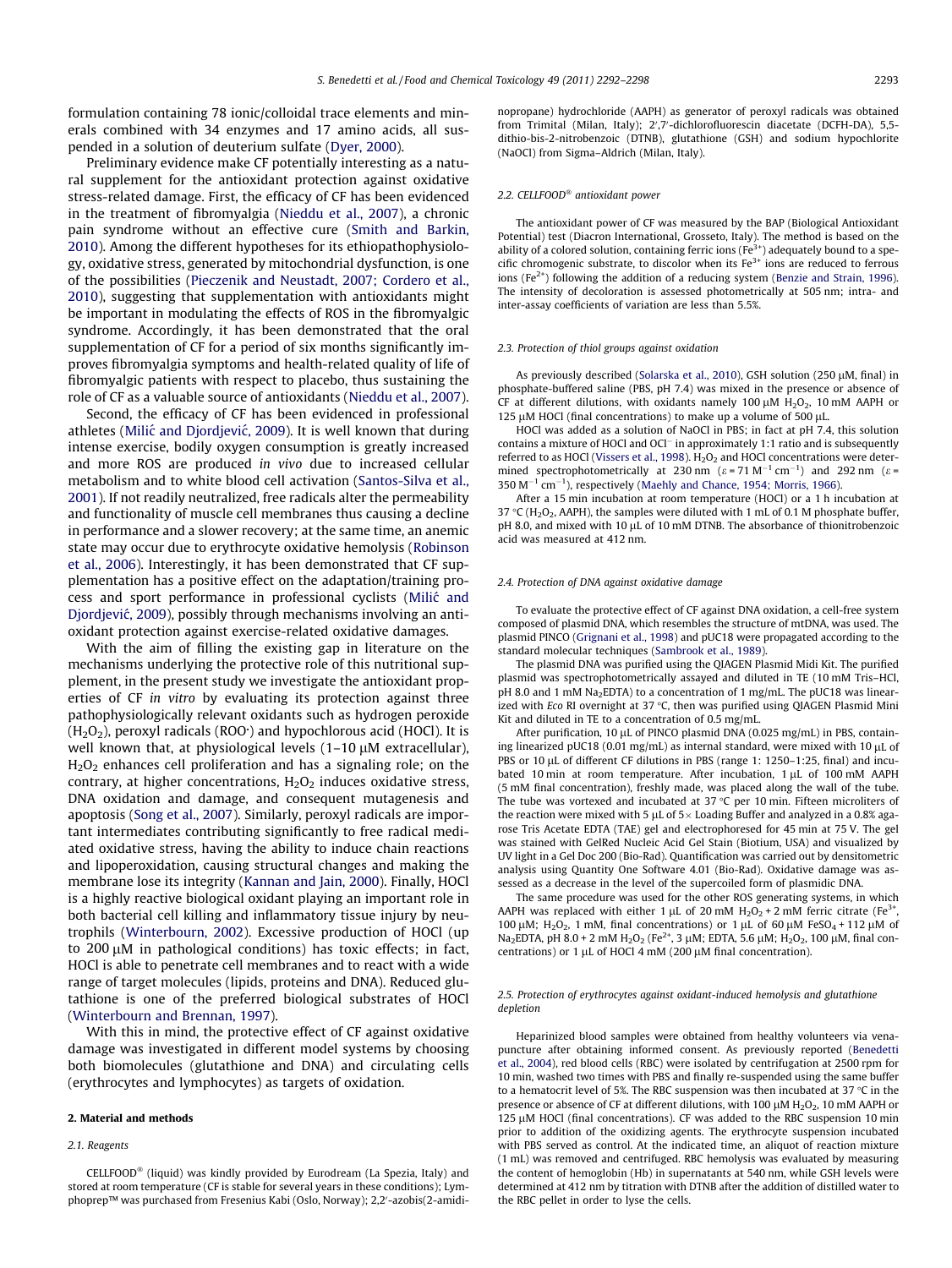formulation containing 78 ionic/colloidal trace elements and minerals combined with 34 enzymes and 17 amino acids, all suspended in a solution of deuterium sulfate (Dyer, 2000).

Preliminary evidence make CF potentially interesting as a natural supplement for the antioxidant protection against oxidative stress-related damage. First, the efficacy of CF has been evidenced in the treatment of fibromyalgia (Nieddu et al., 2007), a chronic pain syndrome without an effective cure (Smith and Barkin, 2010). Among the different hypotheses for its ethiopathophysiology, oxidative stress, generated by mitochondrial dysfunction, is one of the possibilities (Pieczenik and Neustadt, 2007; Cordero et al., 2010), suggesting that supplementation with antioxidants might be important in modulating the effects of ROS in the fibromyalgic syndrome. Accordingly, it has been demonstrated that the oral supplementation of CF for a period of six months significantly improves fibromyalgia symptoms and health-related quality of life of fibromyalgic patients with respect to placebo, thus sustaining the role of CF as a valuable source of antioxidants (Nieddu et al., 2007).

Second, the efficacy of CF has been evidenced in professional athletes (Milić and Djordjević, 2009). It is well known that during intense exercise, bodily oxygen consumption is greatly increased and more ROS are produced *in vivo* due to increased cellular metabolism and to white blood cell activation (Santos-Silva et al., 2001). If not readily neutralized, free radicals alter the permeability and functionality of muscle cell membranes thus causing a decline in performance and a slower recovery; at the same time, an anemic state may occur due to erythrocyte oxidative hemolysis (Robinson et al., 2006). Interestingly, it has been demonstrated that CF supplementation has a positive effect on the adaptation/training process and sport performance in professional cyclists (Milić and Djordjević, 2009), possibly through mechanisms involving an antioxidant protection against exercise-related oxidative damages.

With the aim of filling the existing gap in literature on the mechanisms underlying the protective role of this nutritional supplement, in the present study we investigate the antioxidant properties of CF *in vitro* by evaluating its protection against three pathophysiologically relevant oxidants such as hydrogen peroxide ($H_2O_2$), peroxyl radicals ($ROO^{\cdot}$) and hypochlorous acid (HOCl). It is well known that, at physiological levels (1–10 μM extracellular), $H_2O_2$ enhances cell proliferation and has a signaling role; on the contrary, at higher concentrations, $H_2O_2$ induces oxidative stress, DNA oxidation and damage, and consequent mutagenesis and apoptosis (Song et al., 2007). Similarly, peroxyl radicals are important intermediates contributing significantly to free radical mediated oxidative stress, having the ability to induce chain reactions and lipoperoxidation, causing structural changes and making the membrane lose its integrity (Kannan and Jain, 2000). Finally, HOCl is a highly reactive biological oxidant playing an important role in both bacterial cell killing and inflammatory tissue injury by neutrophils (Winterbourn, 2002). Excessive production of HOCl (up to 200 μM in pathological conditions) has toxic effects; in fact, HOCl is able to penetrate cell membranes and to react with a wide range of target molecules (lipids, proteins and DNA). Reduced glutathione is one of the preferred biological substrates of HOCl (Winterbourn and Brennan, 1997).

With this in mind, the protective effect of CF against oxidative damage was investigated in different model systems by choosing both biomolecules (glutathione and DNA) and circulating cells (erythrocytes and lymphocytes) as targets of oxidation.

## 2. Material and methods

### 2.1. Reagents

CELLFOOD® (liquid) was kindly provided by Eurodream (La Spezia, Italy) and stored at room temperature (CF is stable for several years in these conditions); Lymphoprep™ was purchased from Fresenius Kabi (Oslo, Norway); 2,2′-azobis(2-amidinopropane) hydrochloride (AAPH) as generator of peroxyl radicals was obtained from Trimital (Milan, Italy); 2′,7′-dichlorofluorescin diacetate (DCFH-DA), 5,5-dithio-bis-2-nitrobenzoic (DTNB), glutathione (GSH) and sodium hypochlorite (NaOCl) from Sigma–Aldrich (Milan, Italy).

### 2.2. CELLFOOD® antioxidant power

The antioxidant power of CF was measured by the BAP (Biological Antioxidant Potential) test (Diacron International, Grosseto, Italy). The method is based on the ability of a colored solution, containing ferric ions ($Fe^{3+}$) adequately bound to a specific chromogenic substrate, to discolor when its $Fe^{3+}$ ions are reduced to ferrous ions ($Fe^{2+}$) following the addition of a reducing system (Benzie and Strain, 1996). The intensity of decoloration is assessed photometrically at 505 nm; intra- and inter-assay coefficients of variation are less than 5.5%.

### 2.3. Protection of thiol groups against oxidation

As previously described (Solarska et al., 2010), GSH solution (250 μM, final) in phosphate-buffered saline (PBS, pH 7.4) was mixed in the presence or absence of CF at different dilutions, with oxidants namely 100 μM $H_2O_2$, 10 mM AAPH or 125 μM HOCl (final concentrations) to make up a volume of 500 μL.

HOCl was added as a solution of NaOCl in PBS; in fact at pH 7.4, this solution contains a mixture of HOCl and $OCl^-$ in approximately 1:1 ratio and is subsequently referred to as HOCl (Vissers et al., 1998). $H_2O_2$ and HOCl concentrations were determined spectrophotometrically at 230 nm ($\varepsilon = 71\ M^{-1}\ cm^{-1}$) and 292 nm ($\varepsilon = 350\ M^{-1}\ cm^{-1}$), respectively (Maehly and Chance, 1954; Morris, 1966).

After a 15 min incubation at room temperature (HOCl) or a 1 h incubation at 37 °C ($H_2O_2$, AAPH), the samples were diluted with 1 mL of 0.1 M phosphate buffer, pH 8.0, and mixed with 10 μL of 10 mM DTNB. The absorbance of thionitrobenzoic acid was measured at 412 nm.

### 2.4. Protection of DNA against oxidative damage

To evaluate the protective effect of CF against DNA oxidation, a cell-free system composed of plasmid DNA, which resembles the structure of mtDNA, was used. The plasmid PINCO (Grignani et al., 1998) and pUC18 were propagated according to the standard molecular techniques (Sambrook et al., 1989).

The plasmid DNA was purified using the QIAGEN Plasmid Midi Kit. The purified plasmid was spectrophotometrically assayed and diluted in TE (10 mM Tris–HCl, pH 8.0 and 1 mM $Na_2EDTA$) to a concentration of 1 mg/mL. The pUC18 was linearized with *Eco* RI overnight at 37 °C, then was purified using QIAGEN Plasmid Mini Kit and diluted in TE to a concentration of 0.5 mg/mL.

After purification, 10 μL of PINCO plasmid DNA (0.025 mg/mL) in PBS, containing linearized pUC18 (0.01 mg/mL) as internal standard, were mixed with 10 μL of PBS or 10 μL of different CF dilutions in PBS (range 1: 1250–1:25, final) and incubated 10 min at room temperature. After incubation, 1 μL of 100 mM AAPH (5 mM final concentration), freshly made, was placed along the wall of the tube. The tube was vortexed and incubated at 37 °C per 10 min. Fifteen microliters of the reaction were mixed with 5 μL of 5× Loading Buffer and analyzed in a 0.8% agarose Tris Acetate EDTA (TAE) gel and electrophoresed for 45 min at 75 V. The gel was stained with GelRed Nucleic Acid Gel Stain (Biotium, USA) and visualized by UV light in a Gel Doc 200 (Bio-Rad). Quantification was carried out by densitometric analysis using Quantity One Software 4.01 (Bio-Rad). Oxidative damage was assessed as a decrease in the level of the supercoiled form of plasmidic DNA.

The same procedure was used for the other ROS generating systems, in which AAPH was replaced with either 1 μL of 20 mM $H_2O_2$ + 2 mM ferric citrate ($Fe^{3+}$, 100 μM; $H_2O_2$, 1 mM, final concentrations) or 1 μL of 60 μM $FeSO_4$ + 112 μM of $Na_2EDTA$, pH 8.0 + 2 mM $H_2O_2$ ($Fe^{2+}$, 3 μM; EDTA, 5.6 μM; $H_2O_2$, 100 μM, final concentrations) or 1 μL of HOCl 4 mM (200 μM final concentration).

### 2.5. Protection of erythrocytes against oxidant-induced hemolysis and glutathione depletion

Heparinized blood samples were obtained from healthy volunteers via venapuncture after obtaining informed consent. As previously reported (Benedetti et al., 2004), red blood cells (RBC) were isolated by centrifugation at 2500 rpm for 10 min, washed two times with PBS and finally re-suspended using the same buffer to a hematocrit level of 5%. The RBC suspension was then incubated at 37 °C in the presence or absence of CF at different dilutions, with 100 μM $H_2O_2$, 10 mM AAPH or 125 μM HOCl (final concentrations). CF was added to the RBC suspension 10 min prior to addition of the oxidizing agents. The erythrocyte suspension incubated with PBS served as control. At the indicated time, an aliquot of reaction mixture (1 mL) was removed and centrifuged. RBC hemolysis was evaluated by measuring the content of hemoglobin (Hb) in supernatants at 540 nm, while GSH levels were determined at 412 nm by titration with DTNB after the addition of distilled water to the RBC pellet in order to lyse the cells.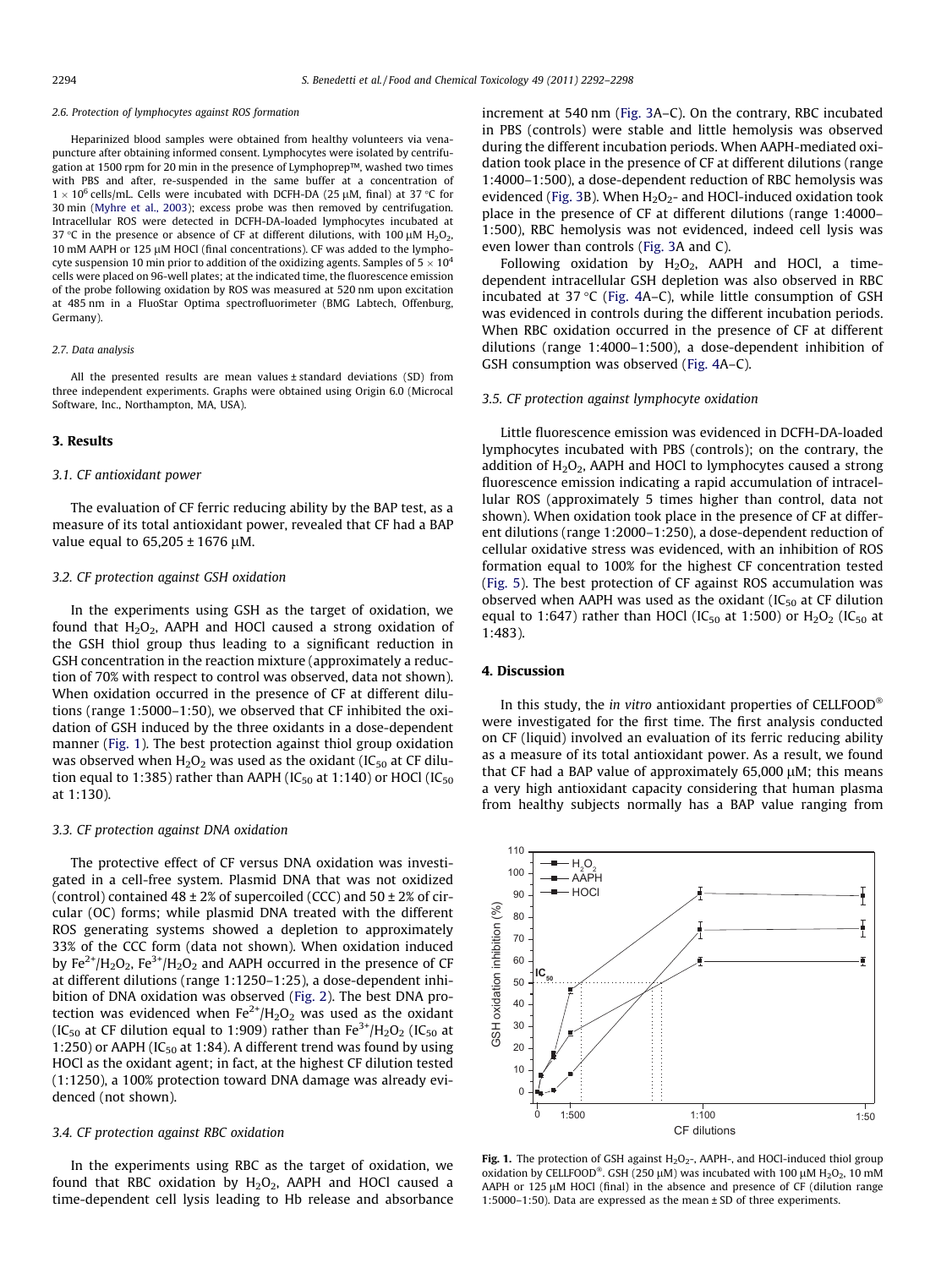#### 2.6. Protection of lymphocytes against ROS formation

Heparinized blood samples were obtained from healthy volunteers via venapuncture after obtaining informed consent. Lymphocytes were isolated by centrifugation at 1500 rpm for 20 min in the presence of Lymphoprep™, washed two times with PBS and after, re-suspended in the same buffer at a concentration of $1 \times 10^6$ cells/mL. Cells were incubated with DCFH-DA (25 μM, final) at 37 °C for 30 min (Myhre et al., 2003); excess probe was then removed by centrifugation. Intracellular ROS were detected in DCFH-DA-loaded lymphocytes incubated at 37 °C in the presence or absence of CF at different dilutions, with 100 μM $H_2O_2$, 10 mM AAPH or 125 μM HOCl (final concentrations). CF was added to the lymphocyte suspension 10 min prior to addition of the oxidizing agents. Samples of $5 \times 10^4$ cells were placed on 96-well plates; at the indicated time, the fluorescence emission of the probe following oxidation by ROS was measured at 520 nm upon excitation at 485 nm in a FluoStar Optima spectrofluorimeter (BMG Labtech, Offenburg, Germany).

#### 2.7. Data analysis

All the presented results are mean values ± standard deviations (SD) from three independent experiments. Graphs were obtained using Origin 6.0 (Microcal Software, Inc., Northampton, MA, USA).

## 3. Results

### 3.1. CF antioxidant power

The evaluation of CF ferric reducing ability by the BAP test, as a measure of its total antioxidant power, revealed that CF had a BAP value equal to 65,205 ± 1676 μM.

### 3.2. CF protection against GSH oxidation

In the experiments using GSH as the target of oxidation, we found that $H_2O_2$, AAPH and HOCl caused a strong oxidation of the GSH thiol group thus leading to a significant reduction in GSH concentration in the reaction mixture (approximately a reduction of 70% with respect to control was observed, data not shown). When oxidation occurred in the presence of CF at different dilutions (range 1:5000–1:50), we observed that CF inhibited the oxidation of GSH induced by the three oxidants in a dose-dependent manner (Fig. 1). The best protection against thiol group oxidation was observed when $H_2O_2$ was used as the oxidant ($IC_{50}$ at CF dilution equal to 1:385) rather than AAPH ($IC_{50}$ at 1:140) or HOCl ($IC_{50}$ at 1:130).

### 3.3. CF protection against DNA oxidation

The protective effect of CF versus DNA oxidation was investigated in a cell-free system. Plasmid DNA that was not oxidized (control) contained 48 ± 2% of supercoiled (CCC) and 50 ± 2% of circular (OC) forms; while plasmid DNA treated with the different ROS generating systems showed a depletion to approximately 33% of the CCC form (data not shown). When oxidation induced by $Fe^{2+}/H_2O_2$, $Fe^{3+}/H_2O_2$ and AAPH occurred in the presence of CF at different dilutions (range 1:1250–1:25), a dose-dependent inhibition of DNA oxidation was observed (Fig. 2). The best DNA protection was evidenced when $Fe^{2+}/H_2O_2$ was used as the oxidant ($IC_{50}$ at CF dilution equal to 1:909) rather than $Fe^{3+}/H_2O_2$ ($IC_{50}$ at 1:250) or AAPH ($IC_{50}$ at 1:84). A different trend was found by using HOCl as the oxidant agent; in fact, at the highest CF dilution tested (1:1250), a 100% protection toward DNA damage was already evidenced (not shown).

### 3.4. CF protection against RBC oxidation

In the experiments using RBC as the target of oxidation, we found that RBC oxidation by $H_2O_2$, AAPH and HOCl caused a time-dependent cell lysis leading to Hb release and absorbance increment at 540 nm (Fig. 3A–C). On the contrary, RBC incubated in PBS (controls) were stable and little hemolysis was observed during the different incubation periods. When AAPH-mediated oxidation took place in the presence of CF at different dilutions (range 1:4000–1:500), a dose-dependent reduction of RBC hemolysis was evidenced (Fig. 3B). When $H_2O_2$- and HOCl-induced oxidation took place in the presence of CF at different dilutions (range 1:4000–1:500), RBC hemolysis was not evidenced, indeed cell lysis was even lower than controls (Fig. 3A and C).

Following oxidation by $H_2O_2$, AAPH and HOCl, a time-dependent intracellular GSH depletion was also observed in RBC incubated at 37 °C (Fig. 4A–C), while little consumption of GSH was evidenced in controls during the different incubation periods. When RBC oxidation occurred in the presence of CF at different dilutions (range 1:4000–1:500), a dose-dependent inhibition of GSH consumption was observed (Fig. 4A–C).

### 3.5. CF protection against lymphocyte oxidation

Little fluorescence emission was evidenced in DCFH-DA-loaded lymphocytes incubated with PBS (controls); on the contrary, the addition of $H_2O_2$, AAPH and HOCl to lymphocytes caused a strong fluorescence emission indicating a rapid accumulation of intracellular ROS (approximately 5 times higher than control, data not shown). When oxidation took place in the presence of CF at different dilutions (range 1:2000–1:250), a dose-dependent reduction of cellular oxidative stress was evidenced, with an inhibition of ROS formation equal to 100% for the highest CF concentration tested (Fig. 5). The best protection of CF against ROS accumulation was observed when AAPH was used as the oxidant ($IC_{50}$ at CF dilution equal to 1:647) rather than HOCl ($IC_{50}$ at 1:500) or $H_2O_2$ ($IC_{50}$ at 1:483).

## 4. Discussion

In this study, the *in vitro* antioxidant properties of CELLFOOD® were investigated for the first time. The first analysis conducted on CF (liquid) involved an evaluation of its ferric reducing ability as a measure of its total antioxidant power. As a result, we found that CF had a BAP value of approximately 65,000 μM; this means a very high antioxidant capacity considering that human plasma from healthy subjects normally has a BAP value ranging from

**Fig. 1.** The protection of GSH against $H_2O_2$-, AAPH-, and HOCl-induced thiol group oxidation by CELLFOOD®. GSH (250 μM) was incubated with 100 μM $H_2O_2$, 10 mM AAPH or 125 μM HOCl (final) in the absence and presence of CF (dilution range 1:5000–1:50). Data are expressed as the mean ± SD of three experiments.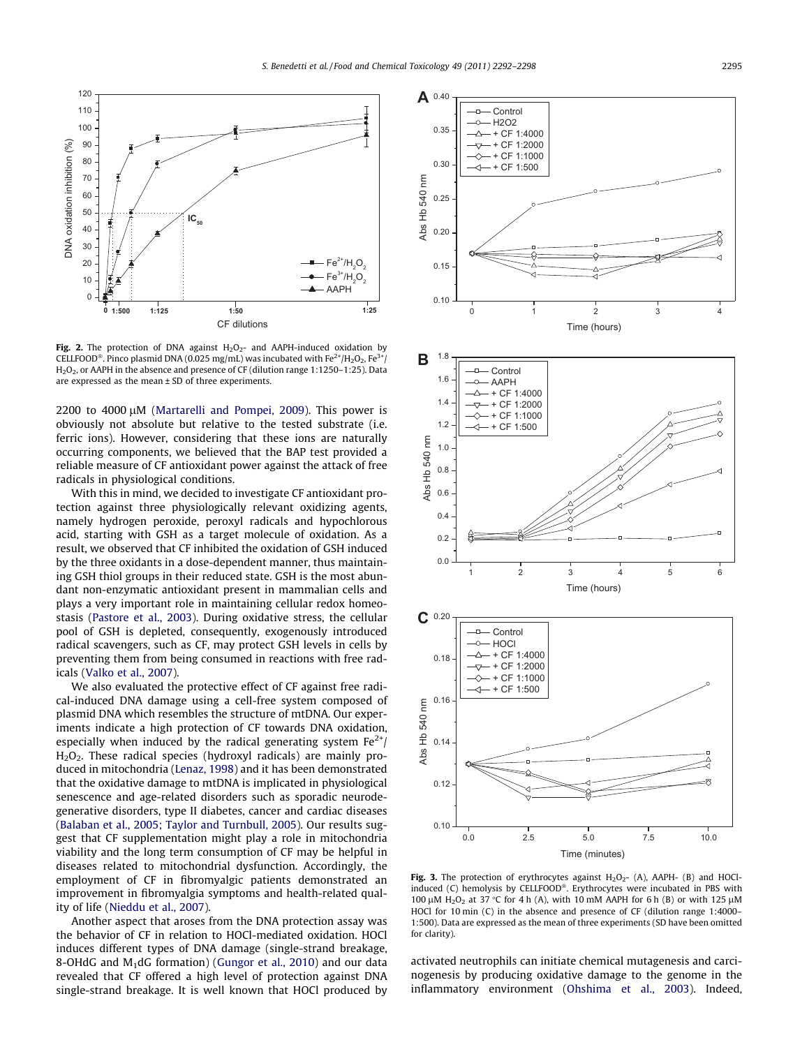Fig. 2. The protection of DNA against $H_2O_2$- and AAPH-induced oxidation by CELLFOOD®. Pinco plasmid DNA (0.025 mg/mL) was incubated with $Fe^{2+}/H_2O_2$, $Fe^{3+}/H_2O_2$, or AAPH in the absence and presence of CF (dilution range 1:1250–1:25). Data are expressed as the mean ± SD of three experiments.

2200 to 4000 μM (Martarelli and Pompei, 2009). This power is obviously not absolute but relative to the tested substrate (i.e. ferric ions). However, considering that these ions are naturally occurring components, we believed that the BAP test provided a reliable measure of CF antioxidant power against the attack of free radicals in physiological conditions.

With this in mind, we decided to investigate CF antioxidant protection against three physiologically relevant oxidizing agents, namely hydrogen peroxide, peroxyl radicals and hypochlorous acid, starting with GSH as a target molecule of oxidation. As a result, we observed that CF inhibited the oxidation of GSH induced by the three oxidants in a dose-dependent manner, thus maintaining GSH thiol groups in their reduced state. GSH is the most abundant non-enzymatic antioxidant present in mammalian cells and plays a very important role in maintaining cellular redox homeostasis (Pastore et al., 2003). During oxidative stress, the cellular pool of GSH is depleted, consequently, exogenously introduced radical scavengers, such as CF, may protect GSH levels in cells by preventing them from being consumed in reactions with free radicals (Valko et al., 2007).

We also evaluated the protective effect of CF against free radical-induced DNA damage using a cell-free system composed of plasmid DNA which resembles the structure of mtDNA. Our experiments indicate a high protection of CF towards DNA oxidation, especially when induced by the radical generating system $Fe^{2+}/H_2O_2$. These radical species (hydroxyl radicals) are mainly produced in mitochondria (Lenaz, 1998) and it has been demonstrated that the oxidative damage to mtDNA is implicated in physiological senescence and age-related disorders such as sporadic neurodegenerative disorders, type II diabetes, cancer and cardiac diseases (Balaban et al., 2005; Taylor and Turnbull, 2005). Our results suggest that CF supplementation might play a role in mitochondria viability and the long term consumption of CF may be helpful in diseases related to mitochondrial dysfunction. Accordingly, the employment of CF in fibromyalgic patients demonstrated an improvement in fibromyalgia symptoms and health-related quality of life (Nieddu et al., 2007).

Another aspect that arises from the DNA protection assay was the behavior of CF in relation to HOCl-mediated oxidation. HOCl induces different types of DNA damage (single-strand breakage, 8-OHdG and $M_1$dG formation) (Gungor et al., 2010) and our data revealed that CF offered a high level of protection against DNA single-strand breakage. It is well known that HOCl produced by activated neutrophils can initiate chemical mutagenesis and carcinogenesis by producing oxidative damage to the genome in the inflammatory environment (Ohshima et al., 2003). Indeed,

Fig. 3. The protection of erythrocytes against $H_2O_2$- (A), AAPH- (B) and HOCl-induced (C) hemolysis by CELLFOOD®. Erythrocytes were incubated in PBS with 100 μM $H_2O_2$ at 37 °C for 4 h (A), with 10 mM AAPH for 6 h (B) or with 125 μM HOCl for 10 min (C) in the absence and presence of CF (dilution range 1:4000–1:500). Data are expressed as the mean of three experiments (SD have been omitted for clarity).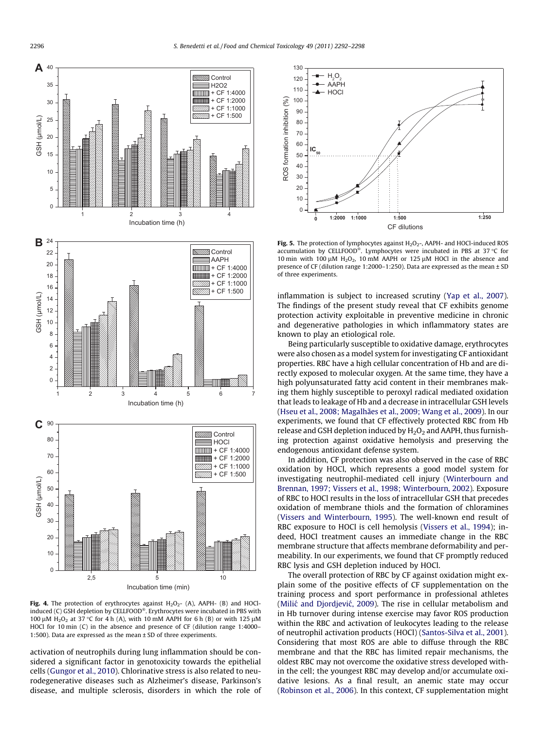Fig. 4. The protection of erythrocytes against $H_2O_2$- (A), AAPH- (B) and HOCl-induced (C) GSH depletion by CELLFOOD®. Erythrocytes were incubated in PBS with 100 μM $H_2O_2$ at 37 °C for 4 h (A), with 10 mM AAPH for 6 h (B) or with 125 μM HOCl for 10 min (C) in the absence and presence of CF (dilution range 1:4000–1:500). Data are expressed as the mean ± SD of three experiments.

activation of neutrophils during lung inflammation should be considered a significant factor in genotoxicity towards the epithelial cells (Gungor et al., 2010). Chlorinative stress is also related to neurodegenerative diseases such as Alzheimer's disease, Parkinson's disease, and multiple sclerosis, disorders in which the role of inflammation is subject to increased scrutiny (Yap et al., 2007). The findings of the present study reveal that CF exhibits genome protection activity exploitable in preventive medicine in chronic and degenerative pathologies in which inflammatory states are known to play an etiological role.

Fig. 5. The protection of lymphocytes against $H_2O_2$-, AAPH- and HOCl-induced ROS accumulation by CELLFOOD®. Lymphocytes were incubated in PBS at 37 °C for 10 min with 100 μM $H_2O_2$, 10 mM AAPH or 125 μM HOCl in the absence and presence of CF (dilution range 1:2000–1:250). Data are expressed as the mean ± SD of three experiments.

Being particularly susceptible to oxidative damage, erythrocytes were also chosen as a model system for investigating CF antioxidant properties. RBC have a high cellular concentration of Hb and are directly exposed to molecular oxygen. At the same time, they have a high polyunsaturated fatty acid content in their membranes making them highly susceptible to peroxyl radical mediated oxidation that leads to leakage of Hb and a decrease in intracellular GSH levels (Hseu et al., 2008; Magalhães et al., 2009; Wang et al., 2009). In our experiments, we found that CF effectively protected RBC from Hb release and GSH depletion induced by $H_2O_2$ and AAPH, thus furnishing protection against oxidative hemolysis and preserving the endogenous antioxidant defense system.

In addition, CF protection was also observed in the case of RBC oxidation by HOCl, which represents a good model system for investigating neutrophil-mediated cell injury (Winterbourn and Brennan, 1997; Vissers et al., 1998; Winterbourn, 2002). Exposure of RBC to HOCl results in the loss of intracellular GSH that precedes oxidation of membrane thiols and the formation of chloramines (Vissers and Winterbourn, 1995). The well-known end result of RBC exposure to HOCl is cell hemolysis (Vissers et al., 1994); indeed, HOCl treatment causes an immediate change in the RBC membrane structure that affects membrane deformability and permeability. In our experiments, we found that CF promptly reduced RBC lysis and GSH depletion induced by HOCl.

The overall protection of RBC by CF against oxidation might explain some of the positive effects of CF supplementation on the training process and sport performance in professional athletes (Milić and Djordjević, 2009). The rise in cellular metabolism and in Hb turnover during intense exercise may favor ROS production within the RBC and activation of leukocytes leading to the release of neutrophil activation products (HOCl) (Santos-Silva et al., 2001). Considering that most ROS are able to diffuse through the RBC membrane and that the RBC has limited repair mechanisms, the oldest RBC may not overcome the oxidative stress developed within the cell; the youngest RBC may develop and/or accumulate oxidative lesions. As a final result, an anemic state may occur (Robinson et al., 2006). In this context, CF supplementation might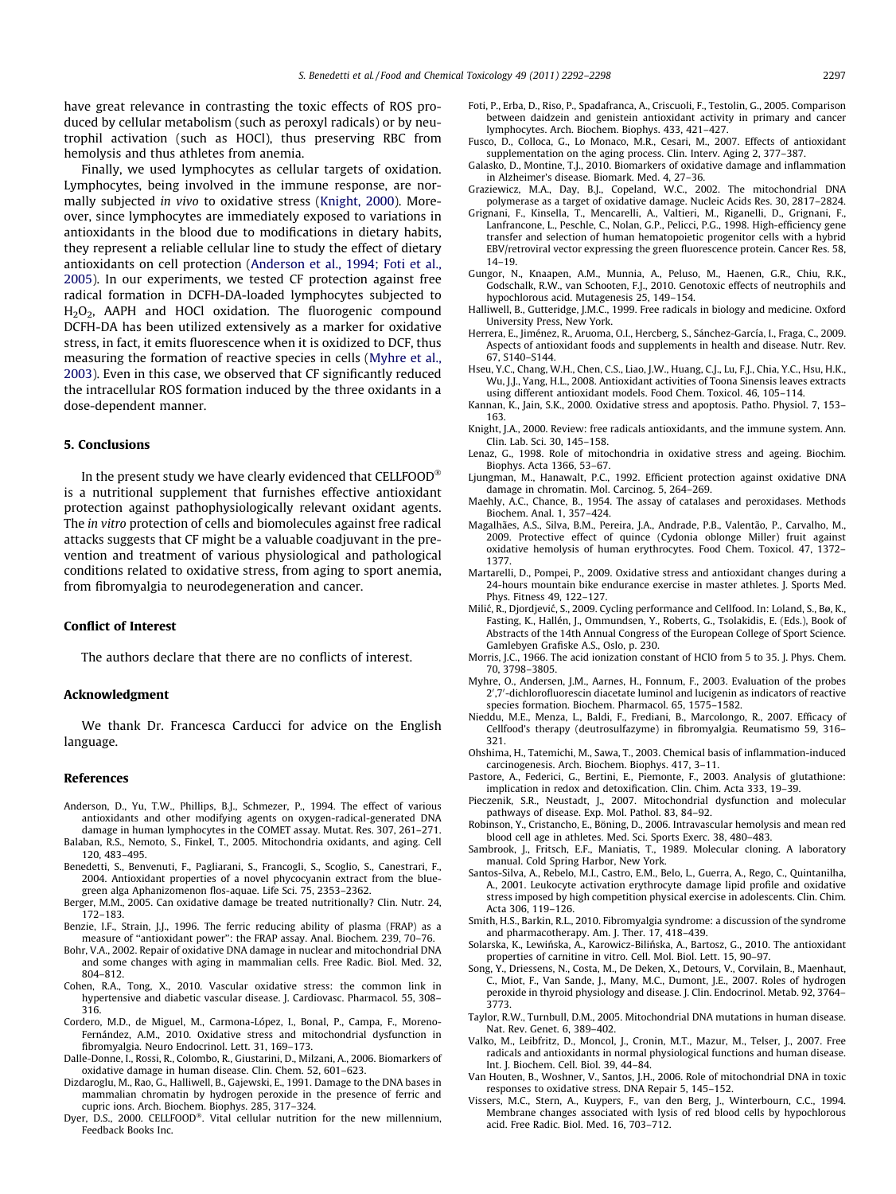have great relevance in contrasting the toxic effects of ROS produced by cellular metabolism (such as peroxyl radicals) or by neutrophil activation (such as HOCl), thus preserving RBC from hemolysis and thus athletes from anemia.

Finally, we used lymphocytes as cellular targets of oxidation. Lymphocytes, being involved in the immune response, are normally subjected *in vivo* to oxidative stress (Knight, 2000). Moreover, since lymphocytes are immediately exposed to variations in antioxidants in the blood due to modifications in dietary habits, they represent a reliable cellular line to study the effect of dietary antioxidants on cell protection (Anderson et al., 1994; Foti et al., 2005). In our experiments, we tested CF protection against free radical formation in DCFH-DA-loaded lymphocytes subjected to $H_2O_2$, AAPH and HOCl oxidation. The fluorogenic compound DCFH-DA has been utilized extensively as a marker for oxidative stress, in fact, it emits fluorescence when it is oxidized to DCF, thus measuring the formation of reactive species in cells (Myhre et al., 2003). Even in this case, we observed that CF significantly reduced the intracellular ROS formation induced by the three oxidants in a dose-dependent manner.

## 5. Conclusions

In the present study we have clearly evidenced that CELLFOOD® is a nutritional supplement that furnishes effective antioxidant protection against pathophysiologically relevant oxidant agents. The *in vitro* protection of cells and biomolecules against free radical attacks suggests that CF might be a valuable coadjuvant in the prevention and treatment of various physiological and pathological conditions related to oxidative stress, from aging to sport anemia, from fibromyalgia to neurodegeneration and cancer.

## Conflict of Interest

The authors declare that there are no conflicts of interest.

## Acknowledgment

We thank Dr. Francesca Carducci for advice on the English language.

## References

Anderson, D., Yu, T.W., Phillips, B.J., Schmezer, P., 1994. The effect of various antioxidants and other modifying agents on oxygen-radical-generated DNA damage in human lymphocytes in the COMET assay. Mutat. Res. 307, 261–271.

Balaban, R.S., Nemoto, S., Finkel, T., 2005. Mitochondria oxidants, and aging. Cell 120, 483–495.

Benedetti, S., Benvenuti, F., Pagliarani, S., Francogli, S., Scoglio, S., Canestrari, F., 2004. Antioxidant properties of a novel phycocyanin extract from the blue-green alga Aphanizomenon flos-aquae. Life Sci. 75, 2353–2362.

Berger, M.M., 2005. Can oxidative damage be treated nutritionally? Clin. Nutr. 24, 172–183.

Benzie, I.F., Strain, J.J., 1996. The ferric reducing ability of plasma (FRAP) as a measure of "antioxidant power": the FRAP assay. Anal. Biochem. 239, 70–76.

Bohr, V.A., 2002. Repair of oxidative DNA damage in nuclear and mitochondrial DNA and some changes with aging in mammalian cells. Free Radic. Biol. Med. 32, 804–812.

Cohen, R.A., Tong, X., 2010. Vascular oxidative stress: the common link in hypertensive and diabetic vascular disease. J. Cardiovasc. Pharmacol. 55, 308–316.

Cordero, M.D., de Miguel, M., Carmona-López, I., Bonal, P., Campa, F., Moreno-Fernández, A.M., 2010. Oxidative stress and mitochondrial dysfunction in fibromyalgia. Neuro Endocrinol. Lett. 31, 169–173.

Dalle-Donne, I., Rossi, R., Colombo, R., Giustarini, D., Milzani, A., 2006. Biomarkers of oxidative damage in human disease. Clin. Chem. 52, 601–623.

Dizdaroglu, M., Rao, G., Halliwell, B., Gajewski, E., 1991. Damage to the DNA bases in mammalian chromatin by hydrogen peroxide in the presence of ferric and cupric ions. Arch. Biochem. Biophys. 285, 317–324.

Dyer, D.S., 2000. CELLFOOD®. Vital cellular nutrition for the new millennium, Feedback Books Inc.

Foti, P., Erba, D., Riso, P., Spadafranca, A., Criscuoli, F., Testolin, G., 2005. Comparison between daidzein and genistein antioxidant activity in primary and cancer lymphocytes. Arch. Biochem. Biophys. 433, 421–427.

Fusco, D., Colloca, G., Lo Monaco, M.R., Cesari, M., 2007. Effects of antioxidant supplementation on the aging process. Clin. Interv. Aging 2, 377–387.

Galasko, D., Montine, T.J., 2010. Biomarkers of oxidative damage and inflammation in Alzheimer's disease. Biomark. Med. 4, 27–36.

Graziewicz, M.A., Day, B.J., Copeland, W.C., 2002. The mitochondrial DNA polymerase as a target of oxidative damage. Nucleic Acids Res. 30, 2817–2824.

Grignani, F., Kinsella, T., Mencarelli, A., Valtieri, M., Riganelli, D., Grignani, F., Lanfrancone, L., Peschle, C., Nolan, G.P., Pelicci, P.G., 1998. High-efficiency gene transfer and selection of human hematopoietic progenitor cells with a hybrid EBV/retroviral vector expressing the green fluorescence protein. Cancer Res. 58, 14–19.

Gungor, N., Knaapen, A.M., Munnia, A., Peluso, M., Haenen, G.R., Chiu, R.K., Godschalk, R.W., van Schooten, F.J., 2010. Genotoxic effects of neutrophils and hypochlorous acid. Mutagenesis 25, 149–154.

Halliwell, B., Gutteridge, J.M.C., 1999. Free radicals in biology and medicine. Oxford University Press, New York.

Herrera, E., Jiménez, R., Aruoma, O.I., Hercberg, S., Sánchez-García, I., Fraga, C., 2009. Aspects of antioxidant foods and supplements in health and disease. Nutr. Rev. 67, S140–S144.

Hseu, Y.C., Chang, W.H., Chen, C.S., Liao, J.W., Huang, C.J., Lu, F.J., Chia, Y.C., Hsu, H.K., Wu, J.J., Yang, H.L., 2008. Antioxidant activities of Toona Sinensis leaves extracts using different antioxidant models. Food Chem. Toxicol. 46, 105–114.

Kannan, K., Jain, S.K., 2000. Oxidative stress and apoptosis. Patho. Physiol. 7, 153–163.

Knight, J.A., 2000. Review: free radicals antioxidants, and the immune system. Ann. Clin. Lab. Sci. 30, 145–158.

Lenaz, G., 1998. Role of mitochondria in oxidative stress and ageing. Biochim. Biophys. Acta 1366, 53–67.

Ljungman, M., Hanawalt, P.C., 1992. Efficient protection against oxidative DNA damage in chromatin. Mol. Carcinog. 5, 264–269.

Maehly, A.C., Chance, B., 1954. The assay of catalases and peroxidases. Methods Biochem. Anal. 1, 357–424.

Magalhães, A.S., Silva, B.M., Pereira, J.A., Andrade, P.B., Valentão, P., Carvalho, M., 2009. Protective effect of quince (Cydonia oblonge Miller) fruit against oxidative hemolysis of human erythrocytes. Food Chem. Toxicol. 47, 1372–1377.

Martarelli, D., Pompei, P., 2009. Oxidative stress and antioxidant changes during a 24-hours mountain bike endurance exercise in master athletes. J. Sports Med. Phys. Fitness 49, 122–127.

Milić, R., Djordjević, S., 2009. Cycling performance and Cellfood. In: Loland, S., Bø, K., Fasting, K., Hallén, J., Ommundsen, Y., Roberts, G., Tsolakidis, E. (Eds.), Book of Abstracts of the 14th Annual Congress of the European College of Sport Science. Gamlebyen Grafiske A.S., Oslo, p. 230.

Morris, J.C., 1966. The acid ionization constant of HClO from 5 to 35. J. Phys. Chem. 70, 3798–3805.

Myhre, O., Andersen, J.M., Aarnes, H., Fonnum, F., 2003. Evaluation of the probes 2′,7′-dichlorofluorescin diacetate luminol and lucigenin as indicators of reactive species formation. Biochem. Pharmacol. 65, 1575–1582.

Nieddu, M.E., Menza, L., Baldi, F., Frediani, B., Marcolongo, R., 2007. Efficacy of Cellfood's therapy (deutrosulfazyme) in fibromyalgia. Reumatismo 59, 316–321.

Ohshima, H., Tatemichi, M., Sawa, T., 2003. Chemical basis of inflammation-induced carcinogenesis. Arch. Biochem. Biophys. 417, 3–11.

Pastore, A., Federici, G., Bertini, E., Piemonte, F., 2003. Analysis of glutathione: implication in redox and detoxification. Clin. Chim. Acta 333, 19–39.

Pieczenik, S.R., Neustadt, J., 2007. Mitochondrial dysfunction and molecular pathways of disease. Exp. Mol. Pathol. 83, 84–92.

Robinson, Y., Cristancho, E., Böning, D., 2006. Intravascular hemolysis and mean red blood cell age in athletes. Med. Sci. Sports Exerc. 38, 480–483.

Sambrook, J., Fritsch, E.F., Maniatis, T., 1989. Molecular cloning. A laboratory manual. Cold Spring Harbor, New York.

Santos-Silva, A., Rebelo, M.I., Castro, E.M., Belo, L., Guerra, A., Rego, C., Quintanilha, A., 2001. Leukocyte activation erythrocyte damage lipid profile and oxidative stress imposed by high competition physical exercise in adolescents. Clin. Chim. Acta 306, 119–126.

Smith, H.S., Barkin, R.L., 2010. Fibromyalgia syndrome: a discussion of the syndrome and pharmacotherapy. Am. J. Ther. 17, 418–439.

Solarska, K., Lewińska, A., Karowicz-Bilińska, A., Bartosz, G., 2010. The antioxidant properties of carnitine in vitro. Cell. Mol. Biol. Lett. 15, 90–97.

Song, Y., Driessens, N., Costa, M., De Deken, X., Detours, V., Corvilain, B., Maenhaut, C., Miot, F., Van Sande, J., Many, M.C., Dumont, J.E., 2007. Roles of hydrogen peroxide in thyroid physiology and disease. J. Clin. Endocrinol. Metab. 92, 3764–3773.

Taylor, R.W., Turnbull, D.M., 2005. Mitochondrial DNA mutations in human disease. Nat. Rev. Genet. 6, 389–402.

Valko, M., Leibfritz, D., Moncol, J., Cronin, M.T., Mazur, M., Telser, J., 2007. Free radicals and antioxidants in normal physiological functions and human disease. Int. J. Biochem. Cell. Biol. 39, 44–84.

Van Houten, B., Woshner, V., Santos, J.H., 2006. Role of mitochondrial DNA in toxic responses to oxidative stress. DNA Repair 5, 145–152.

Vissers, M.C., Stern, A., Kuypers, F., van den Berg, J., Winterbourn, C.C., 1994. Membrane changes associated with lysis of red blood cells by hypochlorous acid. Free Radic. Biol. Med. 16, 703–712.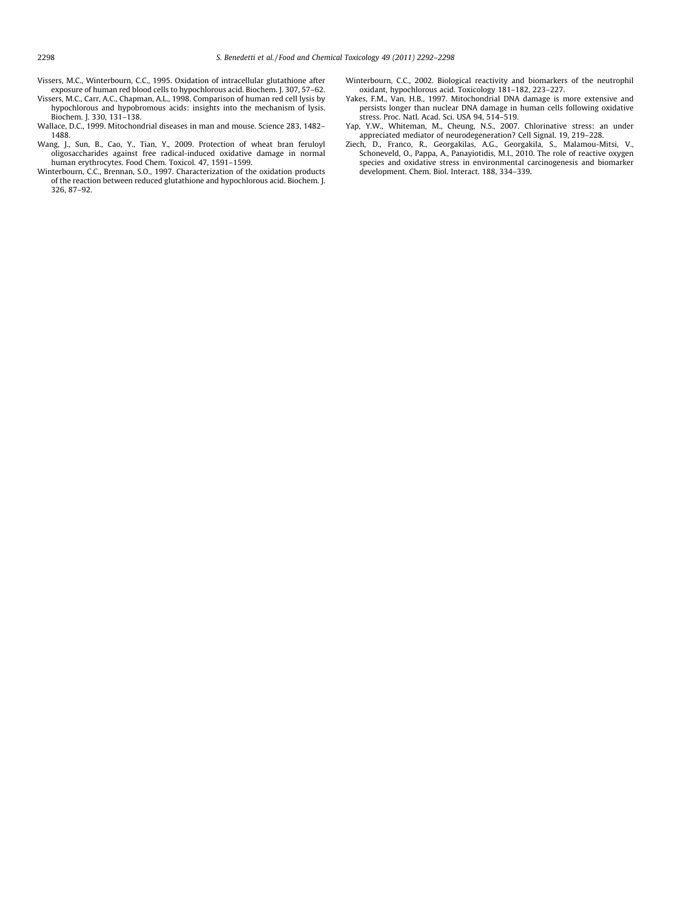Vissers, M.C., Winterbourn, C.C., 1995. Oxidation of intracellular glutathione after exposure of human red blood cells to hypochlorous acid. Biochem. J. 307, 57–62.

Vissers, M.C., Carr, A.C., Chapman, A.L., 1998. Comparison of human red cell lysis by hypochlorous and hypobromous acids: insights into the mechanism of lysis. Biochem. J. 330, 131–138.

Wallace, D.C., 1999. Mitochondrial diseases in man and mouse. Science 283, 1482–1488.

Wang, J., Sun, B., Cao, Y., Tian, Y., 2009. Protection of wheat bran feruloyl oligosaccharides against free radical-induced oxidative damage in normal human erythrocytes. Food Chem. Toxicol. 47, 1591–1599.

Winterbourn, C.C., Brennan, S.O., 1997. Characterization of the oxidation products of the reaction between reduced glutathione and hypochlorous acid. Biochem. J. 326, 87–92.

Winterbourn, C.C., 2002. Biological reactivity and biomarkers of the neutrophil oxidant, hypochlorous acid. Toxicology 181–182, 223–227.

Yakes, F.M., Van, H.B., 1997. Mitochondrial DNA damage is more extensive and persists longer than nuclear DNA damage in human cells following oxidative stress. Proc. Natl. Acad. Sci. USA 94, 514–519.

Yap, Y.W., Whiteman, M., Cheung, N.S., 2007. Chlorinative stress: an under appreciated mediator of neurodegeneration? Cell Signal. 19, 219–228.

Ziech, D., Franco, R., Georgakilas, A.G., Georgakila, S., Malamou-Mitsi, V., Schoneveld, O., Pappa, A., Panayiotidis, M.I., 2010. The role of reactive oxygen species and oxidative stress in environmental carcinogenesis and biomarker development. Chem. Biol. Interact. 188, 334–339.